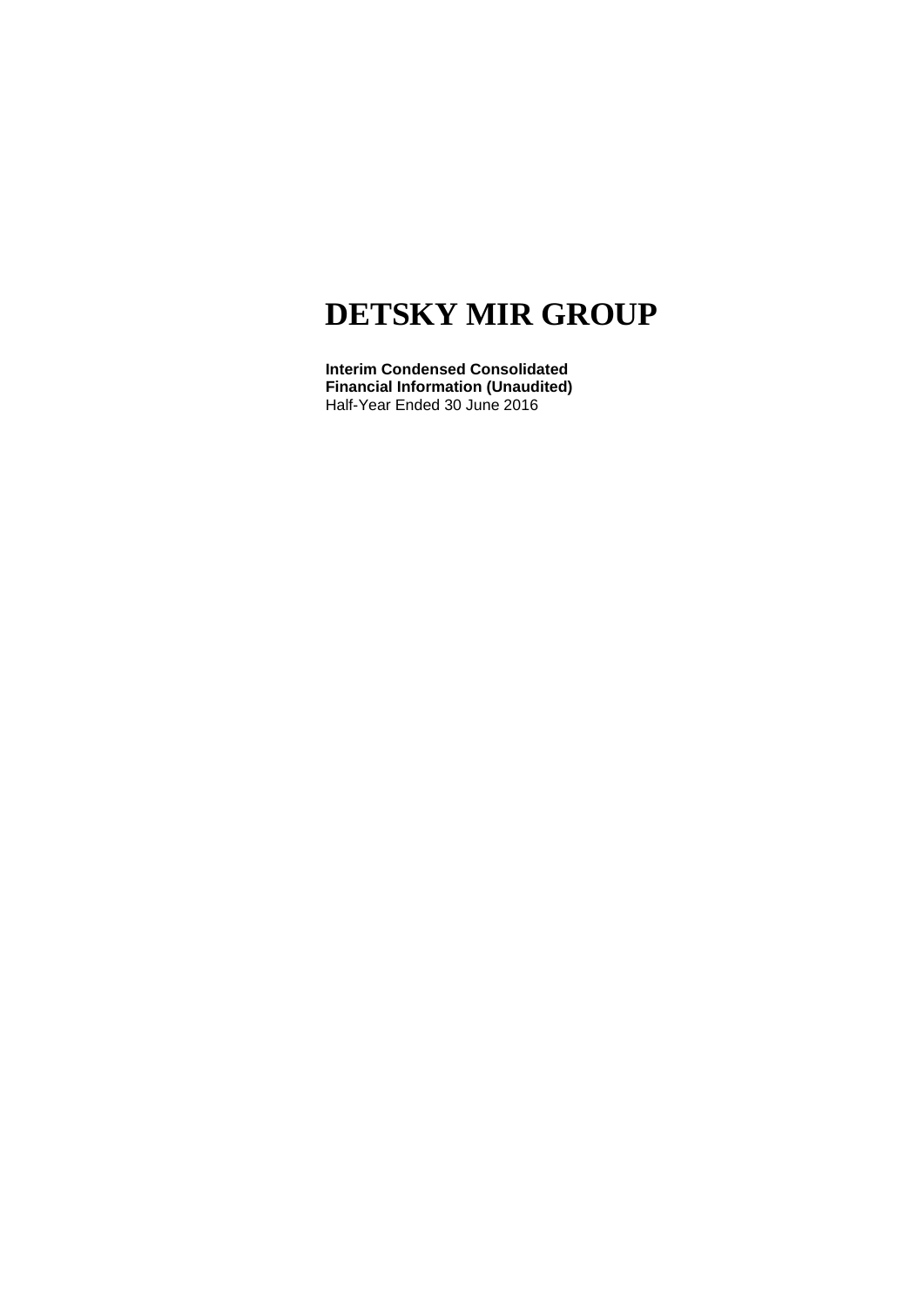# DETSKY MIR GROUP

**Interim Condensed Consolidated**
**Financial Information (Unaudited)**
Half-Year Ended 30 June 2016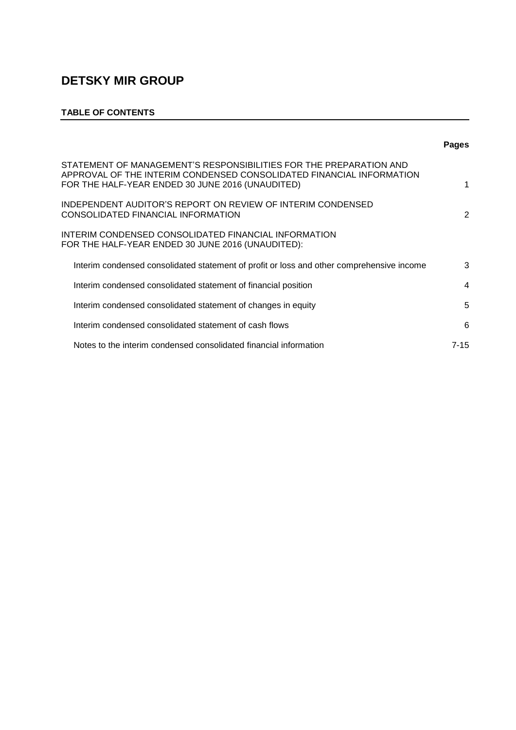# DETSKY MIR GROUP

**TABLE OF CONTENTS**

| | Pages |
|---|---|
| STATEMENT OF MANAGEMENT'S RESPONSIBILITIES FOR THE PREPARATION AND APPROVAL OF THE INTERIM CONDENSED CONSOLIDATED FINANCIAL INFORMATION FOR THE HALF-YEAR ENDED 30 JUNE 2016 (UNAUDITED) | 1 |
| INDEPENDENT AUDITOR'S REPORT ON REVIEW OF INTERIM CONDENSED CONSOLIDATED FINANCIAL INFORMATION | 2 |
| INTERIM CONDENSED CONSOLIDATED FINANCIAL INFORMATION FOR THE HALF-YEAR ENDED 30 JUNE 2016 (UNAUDITED): | |
| Interim condensed consolidated statement of profit or loss and other comprehensive income | 3 |
| Interim condensed consolidated statement of financial position | 4 |
| Interim condensed consolidated statement of changes in equity | 5 |
| Interim condensed consolidated statement of cash flows | 6 |
| Notes to the interim condensed consolidated financial information | 7-15 |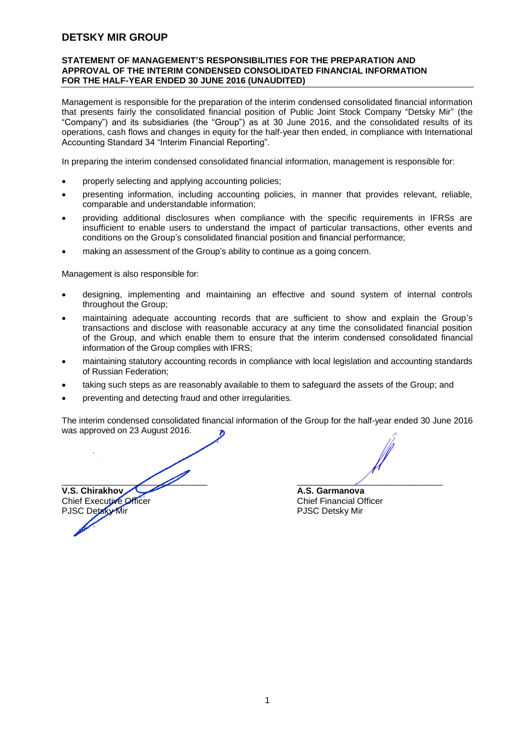# DETSKY MIR GROUP

## STATEMENT OF MANAGEMENT'S RESPONSIBILITIES FOR THE PREPARATION AND APPROVAL OF THE INTERIM CONDENSED CONSOLIDATED FINANCIAL INFORMATION FOR THE HALF-YEAR ENDED 30 JUNE 2016 (UNAUDITED)

Management is responsible for the preparation of the interim condensed consolidated financial information that presents fairly the consolidated financial position of Public Joint Stock Company "Detsky Mir" (the "Company") and its subsidiaries (the "Group") as at 30 June 2016, and the consolidated results of its operations, cash flows and changes in equity for the half-year then ended, in compliance with International Accounting Standard 34 "Interim Financial Reporting".

In preparing the interim condensed consolidated financial information, management is responsible for:

- properly selecting and applying accounting policies;
- presenting information, including accounting policies, in manner that provides relevant, reliable, comparable and understandable information;
- providing additional disclosures when compliance with the specific requirements in IFRSs are insufficient to enable users to understand the impact of particular transactions, other events and conditions on the Group's consolidated financial position and financial performance;
- making an assessment of the Group's ability to continue as a going concern.

Management is also responsible for:

- designing, implementing and maintaining an effective and sound system of internal controls throughout the Group;
- maintaining adequate accounting records that are sufficient to show and explain the Group's transactions and disclose with reasonable accuracy at any time the consolidated financial position of the Group, and which enable them to ensure that the interim condensed consolidated financial information of the Group complies with IFRS;
- maintaining statutory accounting records in compliance with local legislation and accounting standards of Russian Federation;
- taking such steps as are reasonably available to them to safeguard the assets of the Group; and
- preventing and detecting fraud and other irregularities.

The interim condensed consolidated financial information of the Group for the half-year ended 30 June 2016 was approved on 23 August 2016.

**V.S. Chirakhov**
Chief Executive Officer
PJSC Detsky Mir

**A.S. Garmanova**
Chief Financial Officer
PJSC Detsky Mir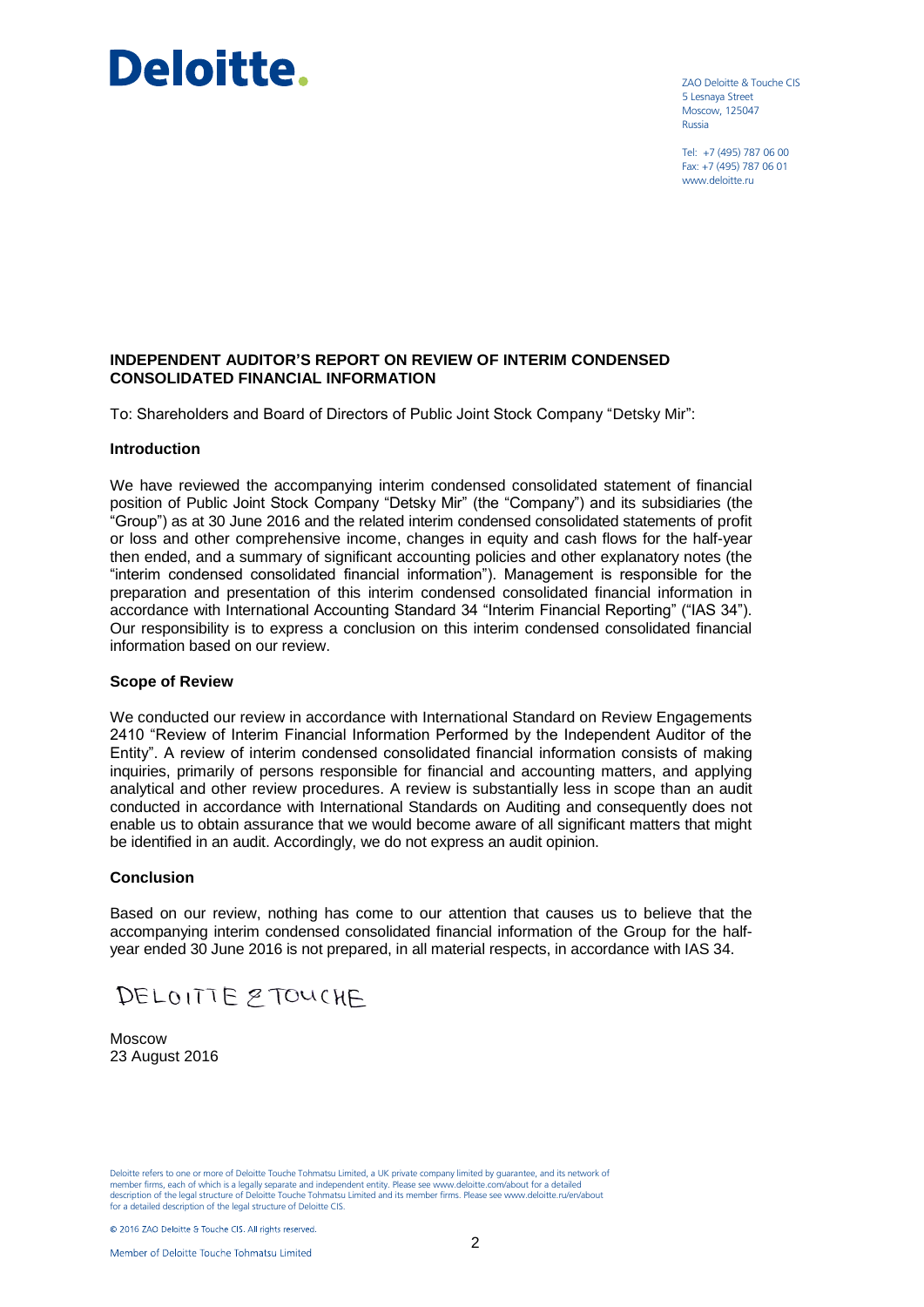**Deloitte.**

ZAO Deloitte & Touche CIS
5 Lesnaya Street
Moscow, 125047
Russia

Tel: +7 (495) 787 06 00
Fax: +7 (495) 787 06 01
www.deloitte.ru

## INDEPENDENT AUDITOR'S REPORT ON REVIEW OF INTERIM CONDENSED CONSOLIDATED FINANCIAL INFORMATION

To: Shareholders and Board of Directors of Public Joint Stock Company "Detsky Mir":

### Introduction

We have reviewed the accompanying interim condensed consolidated statement of financial position of Public Joint Stock Company "Detsky Mir" (the "Company") and its subsidiaries (the "Group") as at 30 June 2016 and the related interim condensed consolidated statements of profit or loss and other comprehensive income, changes in equity and cash flows for the half-year then ended, and a summary of significant accounting policies and other explanatory notes (the "interim condensed consolidated financial information"). Management is responsible for the preparation and presentation of this interim condensed consolidated financial information in accordance with International Accounting Standard 34 "Interim Financial Reporting" ("IAS 34"). Our responsibility is to express a conclusion on this interim condensed consolidated financial information based on our review.

### Scope of Review

We conducted our review in accordance with International Standard on Review Engagements 2410 "Review of Interim Financial Information Performed by the Independent Auditor of the Entity". A review of interim condensed consolidated financial information consists of making inquiries, primarily of persons responsible for financial and accounting matters, and applying analytical and other review procedures. A review is substantially less in scope than an audit conducted in accordance with International Standards on Auditing and consequently does not enable us to obtain assurance that we would become aware of all significant matters that might be identified in an audit. Accordingly, we do not express an audit opinion.

### Conclusion

Based on our review, nothing has come to our attention that causes us to believe that the accompanying interim condensed consolidated financial information of the Group for the half-year ended 30 June 2016 is not prepared, in all material respects, in accordance with IAS 34.

DELOITTE & TOUCHE

Moscow
23 August 2016

Deloitte refers to one or more of Deloitte Touche Tohmatsu Limited, a UK private company limited by guarantee, and its network of member firms, each of which is a legally separate and independent entity. Please see www.deloitte.com/about for a detailed description of the legal structure of Deloitte Touche Tohmatsu Limited and its member firms. Please see www.deloitte.ru/en/about for a detailed description of the legal structure of Deloitte CIS.

© 2016 ZAO Deloitte & Touche CIS. All rights reserved.

Member of Deloitte Touche Tohmatsu Limited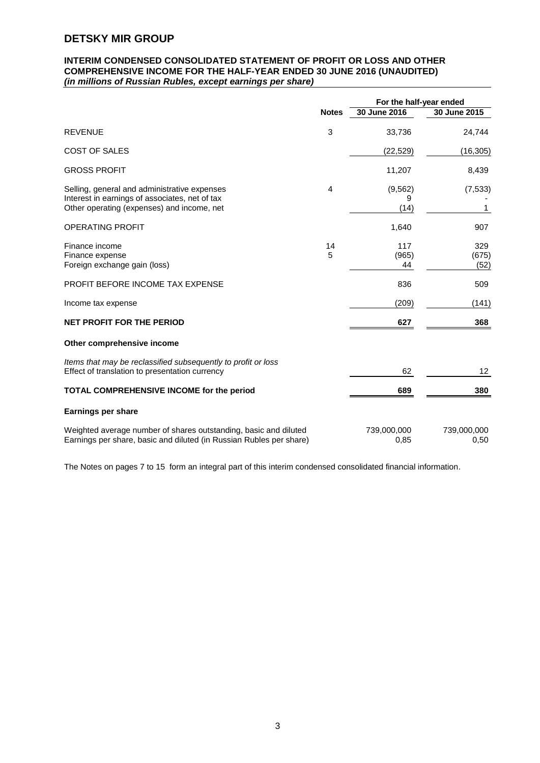# DETSKY MIR GROUP

## INTERIM CONDENSED CONSOLIDATED STATEMENT OF PROFIT OR LOSS AND OTHER COMPREHENSIVE INCOME FOR THE HALF-YEAR ENDED 30 JUNE 2016 (UNAUDITED)

***(in millions of Russian Rubles, except earnings per share)***

| | Notes | For the half-year ended 30 June 2016 | For the half-year ended 30 June 2015 |
|---|---|---|---|
| REVENUE | 3 | 33,736 | 24,744 |
| COST OF SALES | | (22,529) | (16,305) |
| GROSS PROFIT | | 11,207 | 8,439 |
| Selling, general and administrative expenses | 4 | (9,562) | (7,533) |
| Interest in earnings of associates, net of tax | | 9 | - |
| Other operating (expenses) and income, net | | (14) | 1 |
| OPERATING PROFIT | | 1,640 | 907 |
| Finance income | 14 | 117 | 329 |
| Finance expense | 5 | (965) | (675) |
| Foreign exchange gain (loss) | | 44 | (52) |
| PROFIT BEFORE INCOME TAX EXPENSE | | 836 | 509 |
| Income tax expense | | (209) | (141) |
| **NET PROFIT FOR THE PERIOD** | | **627** | **368** |
| **Other comprehensive income** | | | |
| *Items that may be reclassified subsequently to profit or loss* | | | |
| Effect of translation to presentation currency | | 62 | 12 |
| **TOTAL COMPREHENSIVE INCOME for the period** | | **689** | **380** |
| **Earnings per share** | | | |
| Weighted average number of shares outstanding, basic and diluted | | 739,000,000 | 739,000,000 |
| Earnings per share, basic and diluted (in Russian Rubles per share) | | 0,85 | 0,50 |

The Notes on pages 7 to 15 form an integral part of this interim condensed consolidated financial information.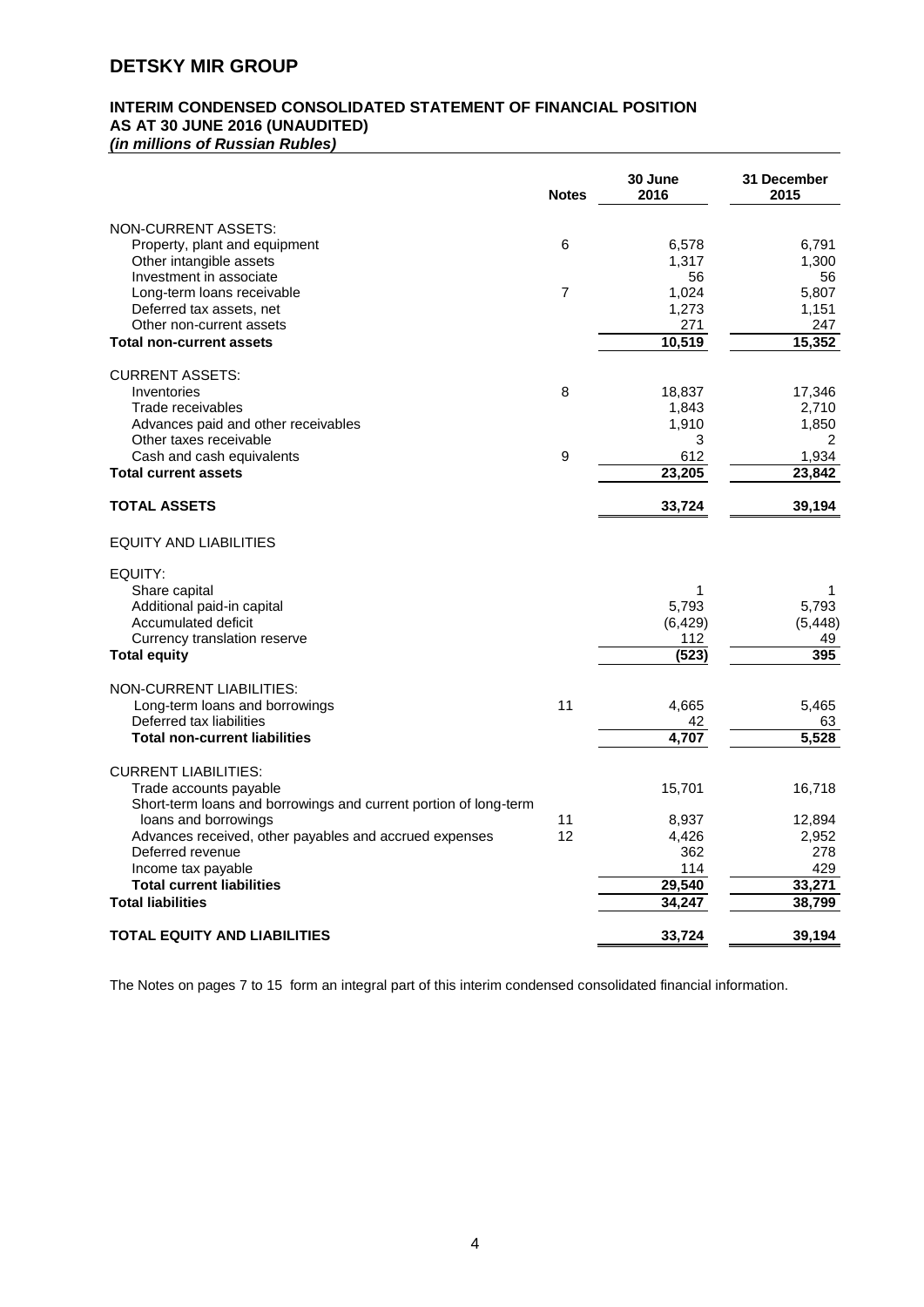# DETSKY MIR GROUP

## INTERIM CONDENSED CONSOLIDATED STATEMENT OF FINANCIAL POSITION
## AS AT 30 JUNE 2016 (UNAUDITED)
***(in millions of Russian Rubles)***

| | Notes | 30 June 2016 | 31 December 2015 |
|---|---|---|---|
| NON-CURRENT ASSETS: | | | |
| Property, plant and equipment | 6 | 6,578 | 6,791 |
| Other intangible assets | | 1,317 | 1,300 |
| Investment in associate | | 56 | 56 |
| Long-term loans receivable | 7 | 1,024 | 5,807 |
| Deferred tax assets, net | | 1,273 | 1,151 |
| Other non-current assets | | 271 | 247 |
| **Total non-current assets** | | **10,519** | **15,352** |
| CURRENT ASSETS: | | | |
| Inventories | 8 | 18,837 | 17,346 |
| Trade receivables | | 1,843 | 2,710 |
| Advances paid and other receivables | | 1,910 | 1,850 |
| Other taxes receivable | | 3 | 2 |
| Cash and cash equivalents | 9 | 612 | 1,934 |
| **Total current assets** | | **23,205** | **23,842** |
| **TOTAL ASSETS** | | **33,724** | **39,194** |
| EQUITY AND LIABILITIES | | | |
| EQUITY: | | | |
| Share capital | | 1 | 1 |
| Additional paid-in capital | | 5,793 | 5,793 |
| Accumulated deficit | | (6,429) | (5,448) |
| Currency translation reserve | | 112 | 49 |
| **Total equity** | | **(523)** | **395** |
| NON-CURRENT LIABILITIES: | | | |
| Long-term loans and borrowings | 11 | 4,665 | 5,465 |
| Deferred tax liabilities | | 42 | 63 |
| **Total non-current liabilities** | | **4,707** | **5,528** |
| CURRENT LIABILITIES: | | | |
| Trade accounts payable | | 15,701 | 16,718 |
| Short-term loans and borrowings and current portion of long-term loans and borrowings | 11 | 8,937 | 12,894 |
| Advances received, other payables and accrued expenses | 12 | 4,426 | 2,952 |
| Deferred revenue | | 362 | 278 |
| Income tax payable | | 114 | 429 |
| **Total current liabilities** | | **29,540** | **33,271** |
| **Total liabilities** | | **34,247** | **38,799** |
| **TOTAL EQUITY AND LIABILITIES** | | **33,724** | **39,194** |

The Notes on pages 7 to 15 form an integral part of this interim condensed consolidated financial information.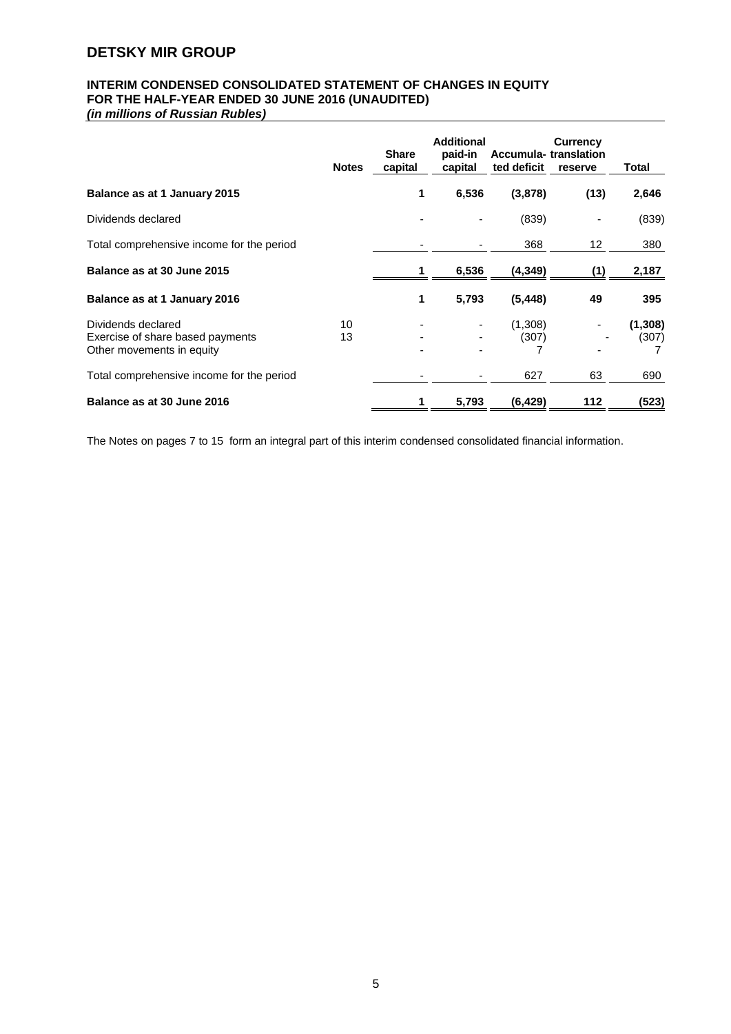# DETSKY MIR GROUP

## INTERIM CONDENSED CONSOLIDATED STATEMENT OF CHANGES IN EQUITY FOR THE HALF-YEAR ENDED 30 JUNE 2016 (UNAUDITED)

***(in millions of Russian Rubles)***

| | Notes | Share capital | Additional paid-in capital | Accumulated deficit | Currency translation reserve | Total |
|---|---|---|---|---|---|---|
| **Balance as at 1 January 2015** | | **1** | **6,536** | **(3,878)** | **(13)** | **2,646** |
| Dividends declared | | - | - | (839) | - | (839) |
| Total comprehensive income for the period | | - | - | 368 | 12 | 380 |
| **Balance as at 30 June 2015** | | **1** | **6,536** | **(4,349)** | **(1)** | **2,187** |
| **Balance as at 1 January 2016** | | **1** | **5,793** | **(5,448)** | **49** | **395** |
| Dividends declared | 10 | - | - | (1,308) | - | **(1,308)** |
| Exercise of share based payments | 13 | - | - | (307) | - | (307) |
| Other movements in equity | | - | - | 7 | - | 7 |
| Total comprehensive income for the period | | - | - | 627 | 63 | 690 |
| **Balance as at 30 June 2016** | | **1** | **5,793** | **(6,429)** | **112** | **(523)** |

The Notes on pages 7 to 15 form an integral part of this interim condensed consolidated financial information.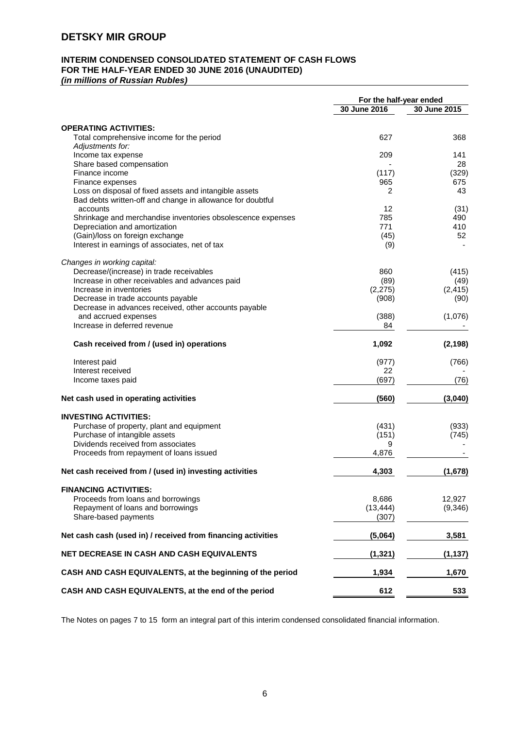# DETSKY MIR GROUP

## INTERIM CONDENSED CONSOLIDATED STATEMENT OF CASH FLOWS FOR THE HALF-YEAR ENDED 30 JUNE 2016 (UNAUDITED)

*(in millions of Russian Rubles)*

| | For the half-year ended | |
|---|---|---|
| | 30 June 2016 | 30 June 2015 |
| **OPERATING ACTIVITIES:** | | |
| Total comprehensive income for the period | 627 | 368 |
| *Adjustments for:* | | |
| Income tax expense | 209 | 141 |
| Share based compensation | - | 28 |
| Finance income | (117) | (329) |
| Finance expenses | 965 | 675 |
| Loss on disposal of fixed assets and intangible assets | 2 | 43 |
| Bad debts written-off and change in allowance for doubtful accounts | 12 | (31) |
| Shrinkage and merchandise inventories obsolescence expenses | 785 | 490 |
| Depreciation and amortization | 771 | 410 |
| (Gain)/loss on foreign exchange | (45) | 52 |
| Interest in earnings of associates, net of tax | (9) | - |
| *Changes in working capital:* | | |
| Decrease/(increase) in trade receivables | 860 | (415) |
| Increase in other receivables and advances paid | (89) | (49) |
| Increase in inventories | (2,275) | (2,415) |
| Decrease in trade accounts payable | (908) | (90) |
| Decrease in advances received, other accounts payable and accrued expenses | (388) | (1,076) |
| Increase in deferred revenue | 84 | - |
| **Cash received from / (used in) operations** | **1,092** | **(2,198)** |
| Interest paid | (977) | (766) |
| Interest received | 22 | - |
| Income taxes paid | (697) | (76) |
| **Net cash used in operating activities** | **(560)** | **(3,040)** |
| **INVESTING ACTIVITIES:** | | |
| Purchase of property, plant and equipment | (431) | (933) |
| Purchase of intangible assets | (151) | (745) |
| Dividends received from associates | 9 | - |
| Proceeds from repayment of loans issued | 4,876 | - |
| **Net cash received from / (used in) investing activities** | **4,303** | **(1,678)** |
| **FINANCING ACTIVITIES:** | | |
| Proceeds from loans and borrowings | 8,686 | 12,927 |
| Repayment of loans and borrowings | (13,444) | (9,346) |
| Share-based payments | (307) | |
| **Net cash cash (used in) / received from financing activities** | **(5,064)** | **3,581** |
| **NET DECREASE IN CASH AND CASH EQUIVALENTS** | **(1,321)** | **(1,137)** |
| **CASH AND CASH EQUIVALENTS, at the beginning of the period** | **1,934** | **1,670** |
| **CASH AND CASH EQUIVALENTS, at the end of the period** | **612** | **533** |

The Notes on pages 7 to 15 form an integral part of this interim condensed consolidated financial information.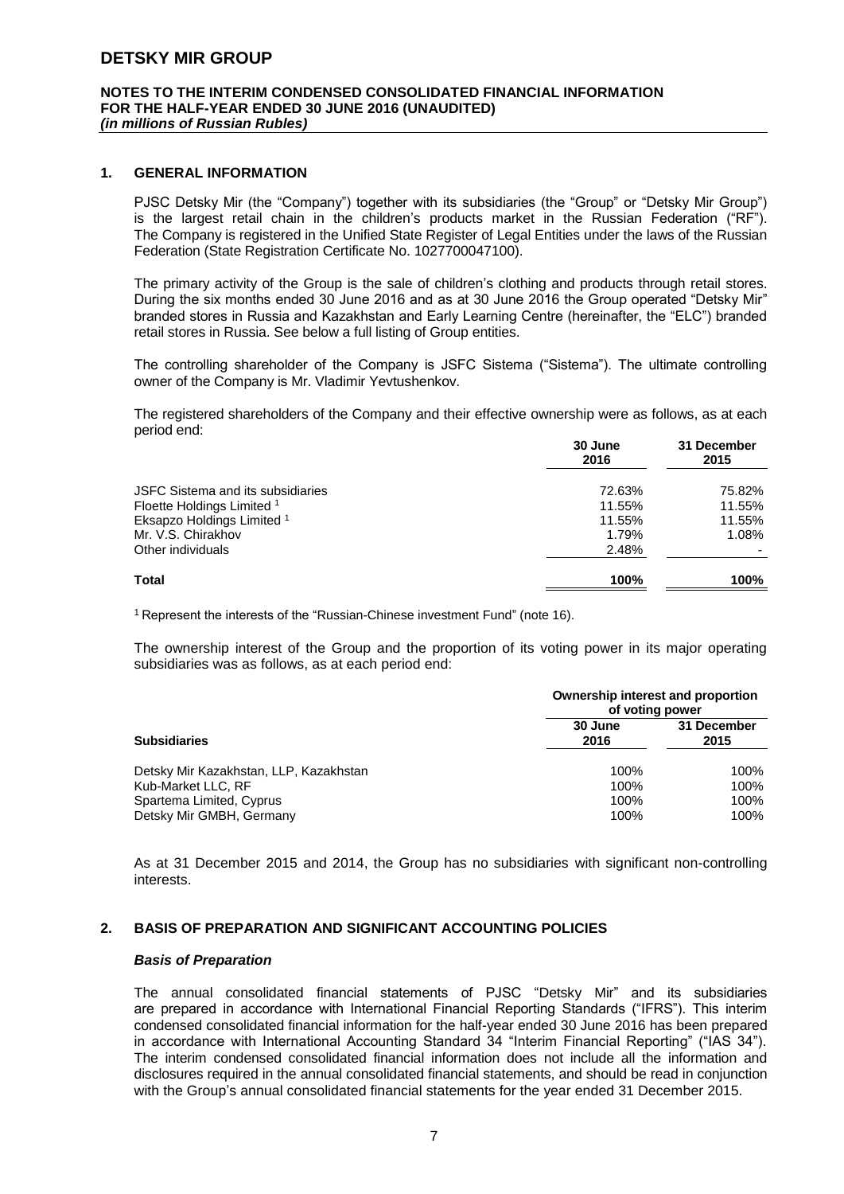# DETSKY MIR GROUP

**NOTES TO THE INTERIM CONDENSED CONSOLIDATED FINANCIAL INFORMATION FOR THE HALF-YEAR ENDED 30 JUNE 2016 (UNAUDITED)**
***(in millions of Russian Rubles)***

## 1. GENERAL INFORMATION

PJSC Detsky Mir (the "Company") together with its subsidiaries (the "Group" or "Detsky Mir Group") is the largest retail chain in the children's products market in the Russian Federation ("RF"). The Company is registered in the Unified State Register of Legal Entities under the laws of the Russian Federation (State Registration Certificate No. 1027700047100).

The primary activity of the Group is the sale of children's clothing and products through retail stores. During the six months ended 30 June 2016 and as at 30 June 2016 the Group operated "Detsky Mir" branded stores in Russia and Kazakhstan and Early Learning Centre (hereinafter, the "ELC") branded retail stores in Russia. See below a full listing of Group entities.

The controlling shareholder of the Company is JSFC Sistema ("Sistema"). The ultimate controlling owner of the Company is Mr. Vladimir Yevtushenkov.

The registered shareholders of the Company and their effective ownership were as follows, as at each period end:

| | 30 June 2016 | 31 December 2015 |
|---|---|---|
| JSFC Sistema and its subsidiaries | 72.63% | 75.82% |
| Floette Holdings Limited [1] | 11.55% | 11.55% |
| Eksapzo Holdings Limited [1] | 11.55% | 11.55% |
| Mr. V.S. Chirakhov | 1.79% | 1.08% |
| Other individuals | 2.48% | - |
| **Total** | **100%** | **100%** |

[1] Represent the interests of the "Russian-Chinese investment Fund" (note 16).

The ownership interest of the Group and the proportion of its voting power in its major operating subsidiaries was as follows, as at each period end:

| | Ownership interest and proportion of voting power | |
|---|---|---|
| **Subsidiaries** | **30 June 2016** | **31 December 2015** |
| Detsky Mir Kazakhstan, LLP, Kazakhstan | 100% | 100% |
| Kub-Market LLC, RF | 100% | 100% |
| Spartema Limited, Cyprus | 100% | 100% |
| Detsky Mir GMBH, Germany | 100% | 100% |

As at 31 December 2015 and 2014, the Group has no subsidiaries with significant non-controlling interests.

## 2. BASIS OF PREPARATION AND SIGNIFICANT ACCOUNTING POLICIES

### *Basis of Preparation*

The annual consolidated financial statements of PJSC "Detsky Mir" and its subsidiaries are prepared in accordance with International Financial Reporting Standards ("IFRS"). This interim condensed consolidated financial information for the half-year ended 30 June 2016 has been prepared in accordance with International Accounting Standard 34 "Interim Financial Reporting" ("IAS 34"). The interim condensed consolidated financial information does not include all the information and disclosures required in the annual consolidated financial statements, and should be read in conjunction with the Group's annual consolidated financial statements for the year ended 31 December 2015.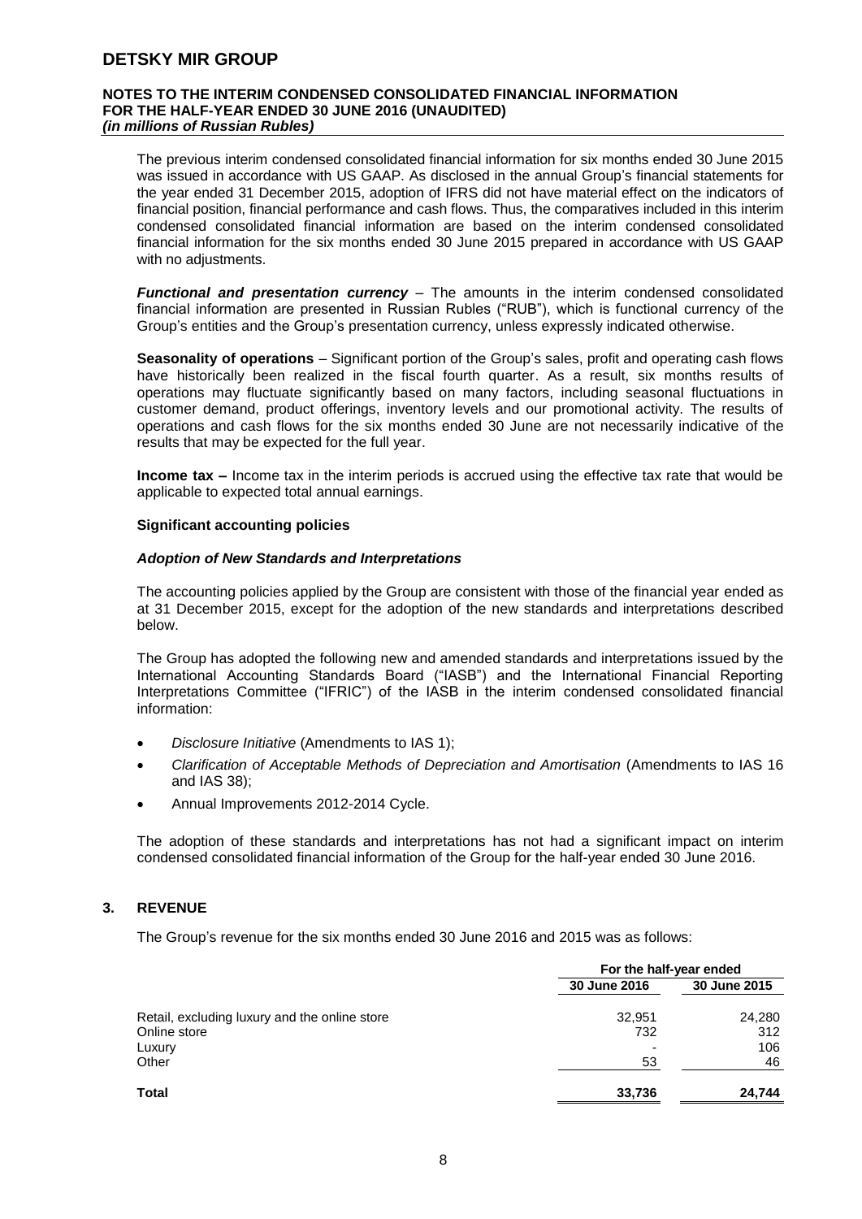The previous interim condensed consolidated financial information for six months ended 30 June 2015 was issued in accordance with US GAAP. As disclosed in the annual Group's financial statements for the year ended 31 December 2015, adoption of IFRS did not have material effect on the indicators of financial position, financial performance and cash flows. Thus, the comparatives included in this interim condensed consolidated financial information are based on the interim condensed consolidated financial information for the six months ended 30 June 2015 prepared in accordance with US GAAP with no adjustments.

***Functional and presentation currency*** – The amounts in the interim condensed consolidated financial information are presented in Russian Rubles ("RUB"), which is functional currency of the Group's entities and the Group's presentation currency, unless expressly indicated otherwise.

**Seasonality of operations** – Significant portion of the Group's sales, profit and operating cash flows have historically been realized in the fiscal fourth quarter. As a result, six months results of operations may fluctuate significantly based on many factors, including seasonal fluctuations in customer demand, product offerings, inventory levels and our promotional activity. The results of operations and cash flows for the six months ended 30 June are not necessarily indicative of the results that may be expected for the full year.

**Income tax –** Income tax in the interim periods is accrued using the effective tax rate that would be applicable to expected total annual earnings.

**Significant accounting policies**

***Adoption of New Standards and Interpretations***

The accounting policies applied by the Group are consistent with those of the financial year ended as at 31 December 2015, except for the adoption of the new standards and interpretations described below.

The Group has adopted the following new and amended standards and interpretations issued by the International Accounting Standards Board ("IASB") and the International Financial Reporting Interpretations Committee ("IFRIC") of the IASB in the interim condensed consolidated financial information:

- *Disclosure Initiative* (Amendments to IAS 1);
- *Clarification of Acceptable Methods of Depreciation and Amortisation* (Amendments to IAS 16 and IAS 38);
- Annual Improvements 2012-2014 Cycle.

The adoption of these standards and interpretations has not had a significant impact on interim condensed consolidated financial information of the Group for the half-year ended 30 June 2016.

## 3. REVENUE

The Group's revenue for the six months ended 30 June 2016 and 2015 was as follows:

| | For the half-year ended | |
|---|---|---|
| | **30 June 2016** | **30 June 2015** |
| Retail, excluding luxury and the online store | 32,951 | 24,280 |
| Online store | 732 | 312 |
| Luxury | - | 106 |
| Other | 53 | 46 |
| **Total** | **33,736** | **24,744** |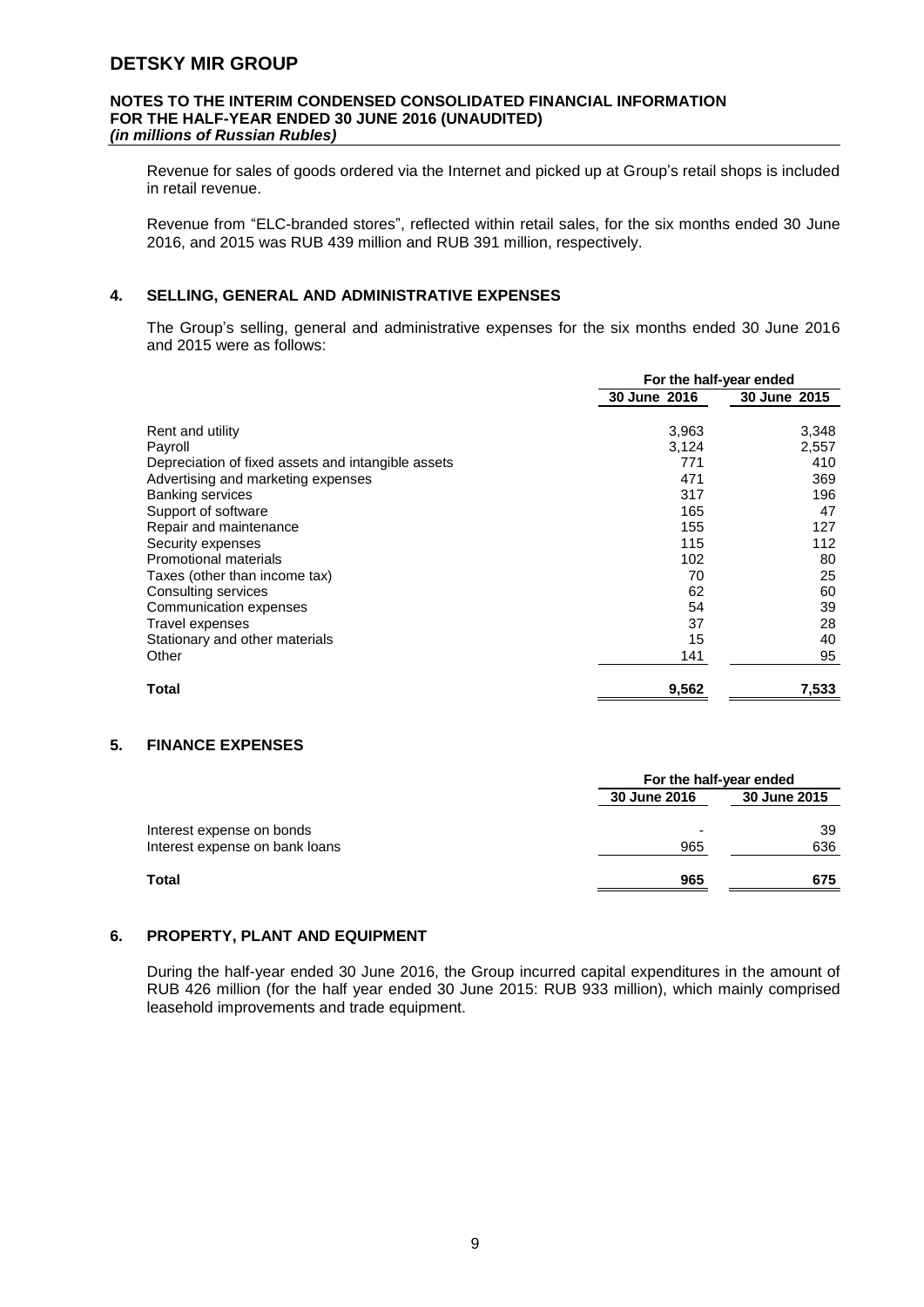Revenue for sales of goods ordered via the Internet and picked up at Group's retail shops is included in retail revenue.

Revenue from "ELC-branded stores", reflected within retail sales, for the six months ended 30 June 2016, and 2015 was RUB 439 million and RUB 391 million, respectively.

## 4. SELLING, GENERAL AND ADMINISTRATIVE EXPENSES

The Group's selling, general and administrative expenses for the six months ended 30 June 2016 and 2015 were as follows:

| | For the half-year ended | |
|---|---|---|
| | 30 June 2016 | 30 June 2015 |
| Rent and utility | 3,963 | 3,348 |
| Payroll | 3,124 | 2,557 |
| Depreciation of fixed assets and intangible assets | 771 | 410 |
| Advertising and marketing expenses | 471 | 369 |
| Banking services | 317 | 196 |
| Support of software | 165 | 47 |
| Repair and maintenance | 155 | 127 |
| Security expenses | 115 | 112 |
| Promotional materials | 102 | 80 |
| Taxes (other than income tax) | 70 | 25 |
| Consulting services | 62 | 60 |
| Communication expenses | 54 | 39 |
| Travel expenses | 37 | 28 |
| Stationary and other materials | 15 | 40 |
| Other | 141 | 95 |
| **Total** | **9,562** | **7,533** |

## 5. FINANCE EXPENSES

| | For the half-year ended | |
|---|---|---|
| | 30 June 2016 | 30 June 2015 |
| Interest expense on bonds | - | 39 |
| Interest expense on bank loans | 965 | 636 |
| **Total** | **965** | **675** |

## 6. PROPERTY, PLANT AND EQUIPMENT

During the half-year ended 30 June 2016, the Group incurred capital expenditures in the amount of RUB 426 million (for the half year ended 30 June 2015: RUB 933 million), which mainly comprised leasehold improvements and trade equipment.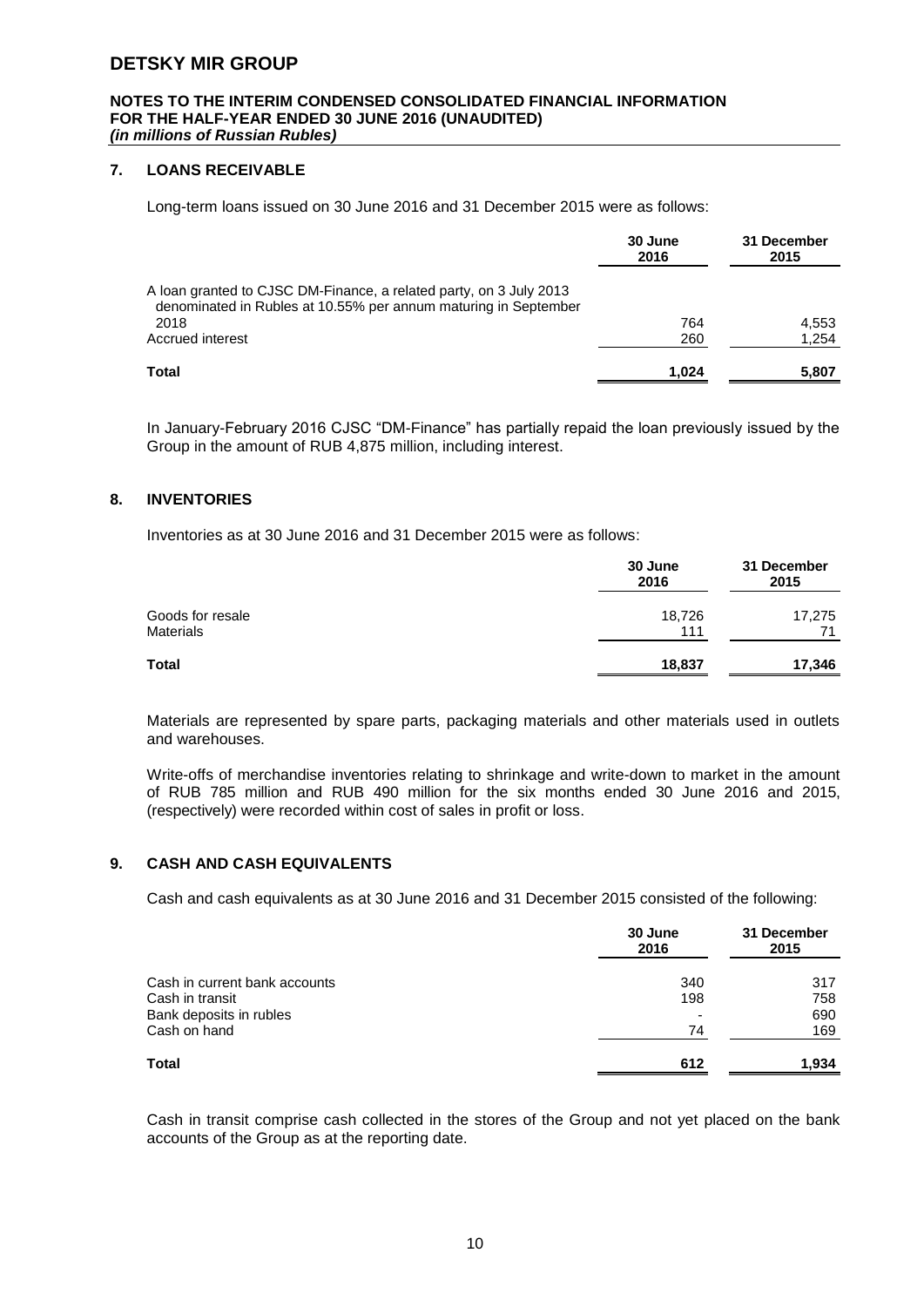## 7. LOANS RECEIVABLE

Long-term loans issued on 30 June 2016 and 31 December 2015 were as follows:

| | 30 June 2016 | 31 December 2015 |
|---|---|---|
| A loan granted to CJSC DM-Finance, a related party, on 3 July 2013 denominated in Rubles at 10.55% per annum maturing in September 2018 | 764 | 4,553 |
| Accrued interest | 260 | 1,254 |
| **Total** | **1,024** | **5,807** |

In January-February 2016 CJSC "DM-Finance" has partially repaid the loan previously issued by the Group in the amount of RUB 4,875 million, including interest.

## 8. INVENTORIES

Inventories as at 30 June 2016 and 31 December 2015 were as follows:

| | 30 June 2016 | 31 December 2015 |
|---|---|---|
| Goods for resale | 18,726 | 17,275 |
| Materials | 111 | 71 |
| **Total** | **18,837** | **17,346** |

Materials are represented by spare parts, packaging materials and other materials used in outlets and warehouses.

Write-offs of merchandise inventories relating to shrinkage and write-down to market in the amount of RUB 785 million and RUB 490 million for the six months ended 30 June 2016 and 2015, (respectively) were recorded within cost of sales in profit or loss.

## 9. CASH AND CASH EQUIVALENTS

Cash and cash equivalents as at 30 June 2016 and 31 December 2015 consisted of the following:

| | 30 June 2016 | 31 December 2015 |
|---|---|---|
| Cash in current bank accounts | 340 | 317 |
| Cash in transit | 198 | 758 |
| Bank deposits in rubles | - | 690 |
| Cash on hand | 74 | 169 |
| **Total** | **612** | **1,934** |

Cash in transit comprise cash collected in the stores of the Group and not yet placed on the bank accounts of the Group as at the reporting date.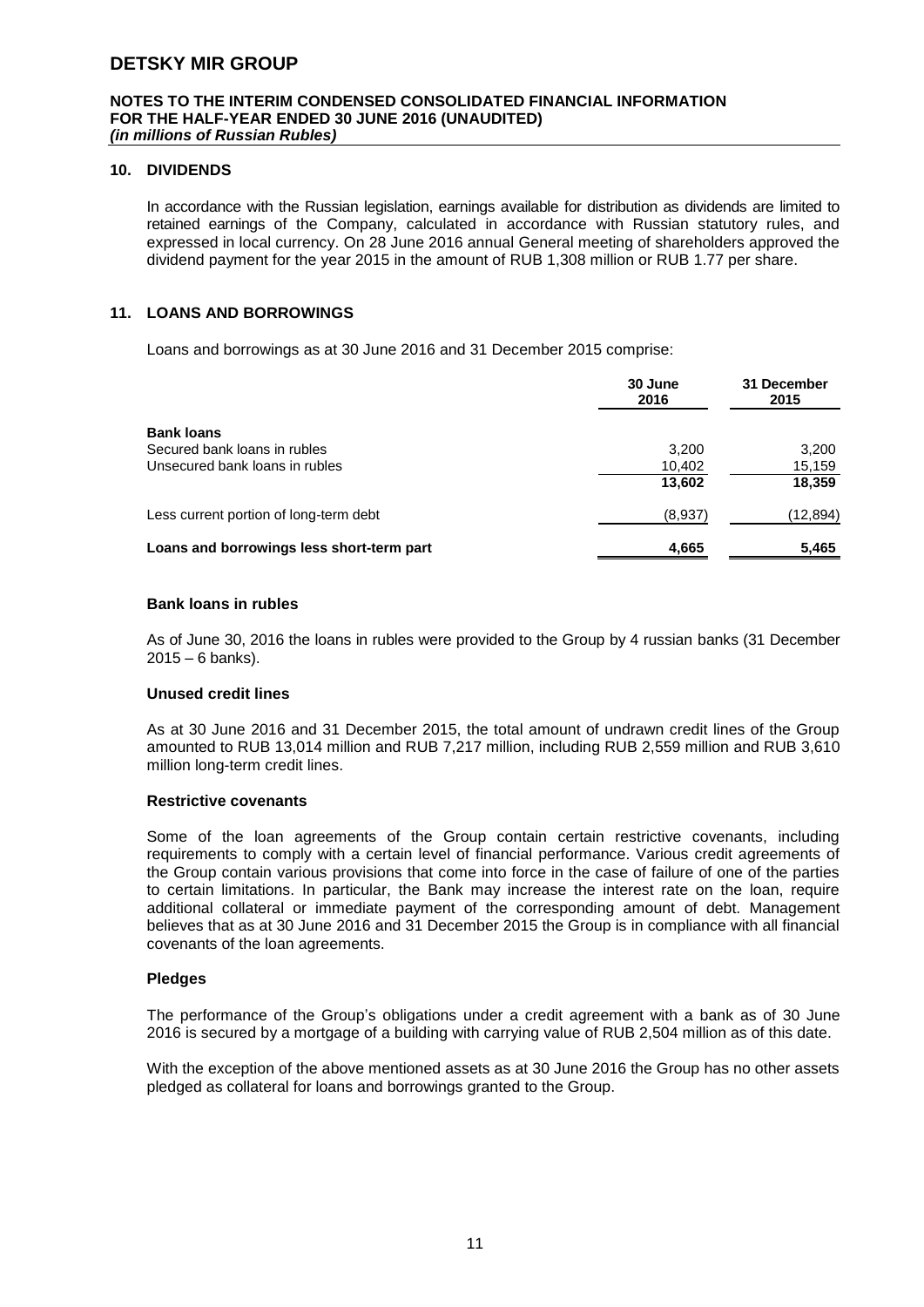## 10. DIVIDENDS

In accordance with the Russian legislation, earnings available for distribution as dividends are limited to retained earnings of the Company, calculated in accordance with Russian statutory rules, and expressed in local currency. On 28 June 2016 annual General meeting of shareholders approved the dividend payment for the year 2015 in the amount of RUB 1,308 million or RUB 1.77 per share.

## 11. LOANS AND BORROWINGS

Loans and borrowings as at 30 June 2016 and 31 December 2015 comprise:

| | 30 June 2016 | 31 December 2015 |
|---|---|---|
| **Bank loans** | | |
| Secured bank loans in rubles | 3,200 | 3,200 |
| Unsecured bank loans in rubles | 10,402 | 15,159 |
| | **13,602** | **18,359** |
| Less current portion of long-term debt | (8,937) | (12,894) |
| **Loans and borrowings less short-term part** | **4,665** | **5,465** |

### Bank loans in rubles

As of June 30, 2016 the loans in rubles were provided to the Group by 4 russian banks (31 December 2015 – 6 banks).

### Unused credit lines

As at 30 June 2016 and 31 December 2015, the total amount of undrawn credit lines of the Group amounted to RUB 13,014 million and RUB 7,217 million, including RUB 2,559 million and RUB 3,610 million long-term credit lines.

### Restrictive covenants

Some of the loan agreements of the Group contain certain restrictive covenants, including requirements to comply with a certain level of financial performance. Various credit agreements of the Group contain various provisions that come into force in the case of failure of one of the parties to certain limitations. In particular, the Bank may increase the interest rate on the loan, require additional collateral or immediate payment of the corresponding amount of debt. Management believes that as at 30 June 2016 and 31 December 2015 the Group is in compliance with all financial covenants of the loan agreements.

### Pledges

The performance of the Group's obligations under a credit agreement with a bank as of 30 June 2016 is secured by a mortgage of a building with carrying value of RUB 2,504 million as of this date.

With the exception of the above mentioned assets as at 30 June 2016 the Group has no other assets pledged as collateral for loans and borrowings granted to the Group.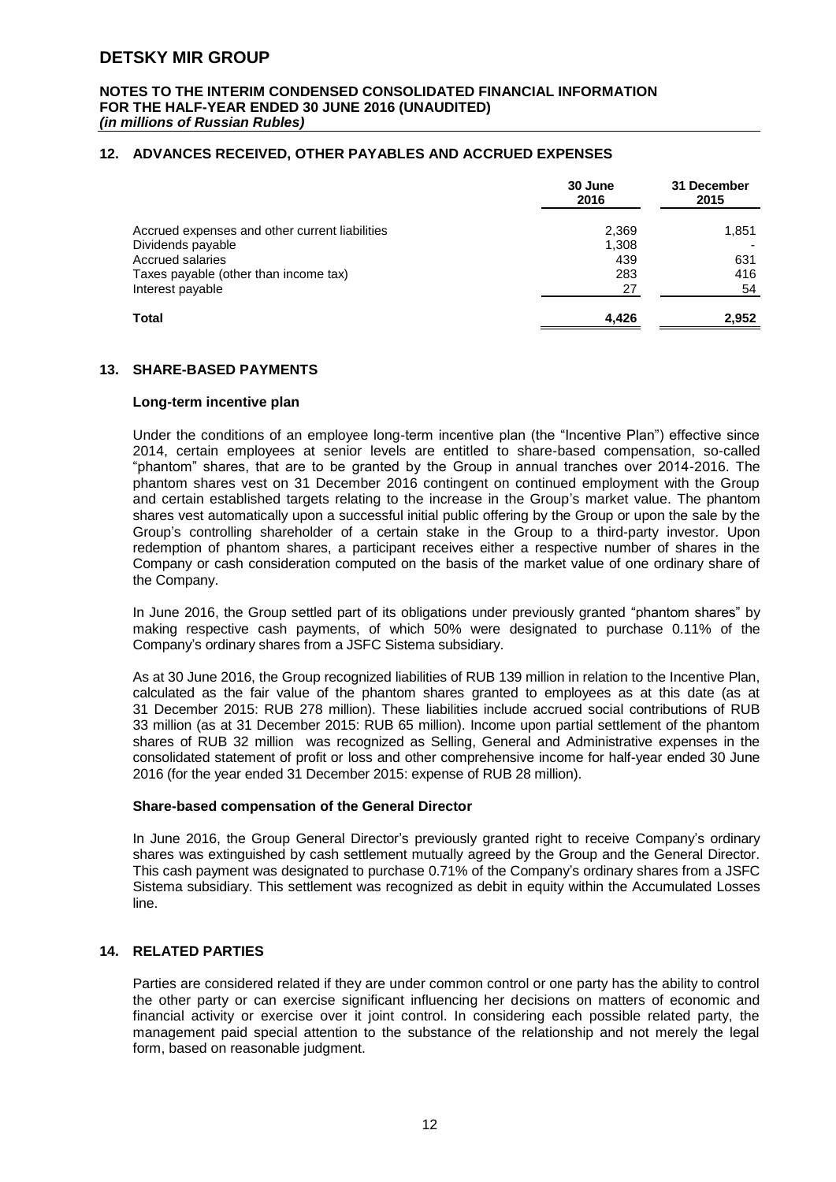## 12. ADVANCES RECEIVED, OTHER PAYABLES AND ACCRUED EXPENSES

| | 30 June 2016 | 31 December 2015 |
|---|---|---|
| Accrued expenses and other current liabilities | 2,369 | 1,851 |
| Dividends payable | 1,308 | - |
| Accrued salaries | 439 | 631 |
| Taxes payable (other than income tax) | 283 | 416 |
| Interest payable | 27 | 54 |
| **Total** | **4,426** | **2,952** |

## 13. SHARE-BASED PAYMENTS

### Long-term incentive plan

Under the conditions of an employee long-term incentive plan (the "Incentive Plan") effective since 2014, certain employees at senior levels are entitled to share-based compensation, so-called "phantom" shares, that are to be granted by the Group in annual tranches over 2014-2016. The phantom shares vest on 31 December 2016 contingent on continued employment with the Group and certain established targets relating to the increase in the Group's market value. The phantom shares vest automatically upon a successful initial public offering by the Group or upon the sale by the Group's controlling shareholder of a certain stake in the Group to a third-party investor. Upon redemption of phantom shares, a participant receives either a respective number of shares in the Company or cash consideration computed on the basis of the market value of one ordinary share of the Company.

In June 2016, the Group settled part of its obligations under previously granted "phantom shares" by making respective cash payments, of which 50% were designated to purchase 0.11% of the Company's ordinary shares from a JSFC Sistema subsidiary.

As at 30 June 2016, the Group recognized liabilities of RUB 139 million in relation to the Incentive Plan, calculated as the fair value of the phantom shares granted to employees as at this date (as at 31 December 2015: RUB 278 million). These liabilities include accrued social contributions of RUB 33 million (as at 31 December 2015: RUB 65 million). Income upon partial settlement of the phantom shares of RUB 32 million was recognized as Selling, General and Administrative expenses in the consolidated statement of profit or loss and other comprehensive income for half-year ended 30 June 2016 (for the year ended 31 December 2015: expense of RUB 28 million).

### Share-based compensation of the General Director

In June 2016, the Group General Director's previously granted right to receive Company's ordinary shares was extinguished by cash settlement mutually agreed by the Group and the General Director. This cash payment was designated to purchase 0.71% of the Company's ordinary shares from a JSFC Sistema subsidiary. This settlement was recognized as debit in equity within the Accumulated Losses line.

## 14. RELATED PARTIES

Parties are considered related if they are under common control or one party has the ability to control the other party or can exercise significant influencing her decisions on matters of economic and financial activity or exercise over it joint control. In considering each possible related party, the management paid special attention to the substance of the relationship and not merely the legal form, based on reasonable judgment.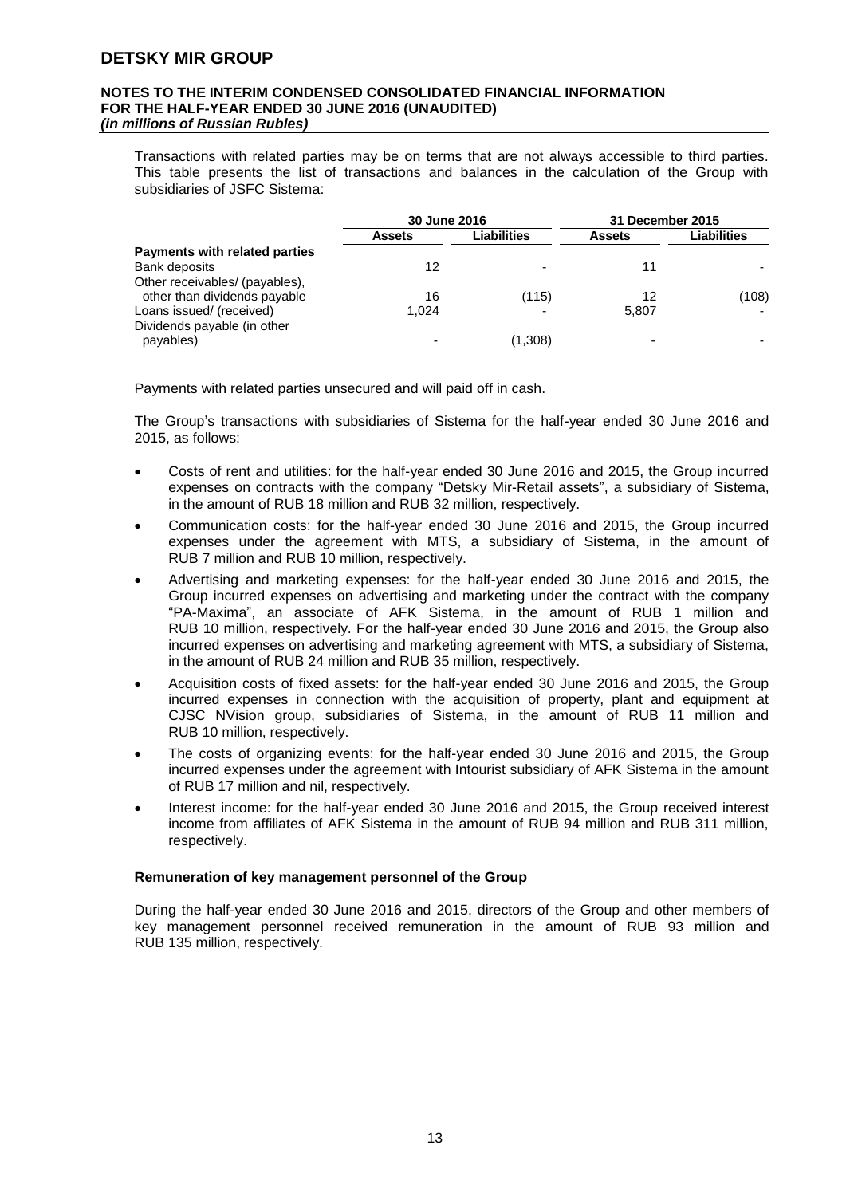Transactions with related parties may be on terms that are not always accessible to third parties. This table presents the list of transactions and balances in the calculation of the Group with subsidiaries of JSFC Sistema:

| | 30 June 2016 | | 31 December 2015 | |
|---|---|---|---|---|
| | **Assets** | **Liabilities** | **Assets** | **Liabilities** |
| **Payments with related parties** | | | | |
| Bank deposits | 12 | - | 11 | - |
| Other receivables/ (payables), other than dividends payable | 16 | (115) | 12 | (108) |
| Loans issued/ (received) | 1,024 | - | 5,807 | - |
| Dividends payable (in other payables) | - | (1,308) | - | - |

Payments with related parties unsecured and will paid off in cash.

The Group's transactions with subsidiaries of Sistema for the half-year ended 30 June 2016 and 2015, as follows:

- Costs of rent and utilities: for the half-year ended 30 June 2016 and 2015, the Group incurred expenses on contracts with the company "Detsky Mir-Retail assets", a subsidiary of Sistema, in the amount of RUB 18 million and RUB 32 million, respectively.
- Communication costs: for the half-year ended 30 June 2016 and 2015, the Group incurred expenses under the agreement with MTS, a subsidiary of Sistema, in the amount of RUB 7 million and RUB 10 million, respectively.
- Advertising and marketing expenses: for the half-year ended 30 June 2016 and 2015, the Group incurred expenses on advertising and marketing under the contract with the company "PA-Maxima", an associate of AFK Sistema, in the amount of RUB 1 million and RUB 10 million, respectively. For the half-year ended 30 June 2016 and 2015, the Group also incurred expenses on advertising and marketing agreement with MTS, a subsidiary of Sistema, in the amount of RUB 24 million and RUB 35 million, respectively.
- Acquisition costs of fixed assets: for the half-year ended 30 June 2016 and 2015, the Group incurred expenses in connection with the acquisition of property, plant and equipment at CJSC NVision group, subsidiaries of Sistema, in the amount of RUB 11 million and RUB 10 million, respectively.
- The costs of organizing events: for the half-year ended 30 June 2016 and 2015, the Group incurred expenses under the agreement with Intourist subsidiary of AFK Sistema in the amount of RUB 17 million and nil, respectively.
- Interest income: for the half-year ended 30 June 2016 and 2015, the Group received interest income from affiliates of AFK Sistema in the amount of RUB 94 million and RUB 311 million, respectively.

**Remuneration of key management personnel of the Group**

During the half-year ended 30 June 2016 and 2015, directors of the Group and other members of key management personnel received remuneration in the amount of RUB 93 million and RUB 135 million, respectively.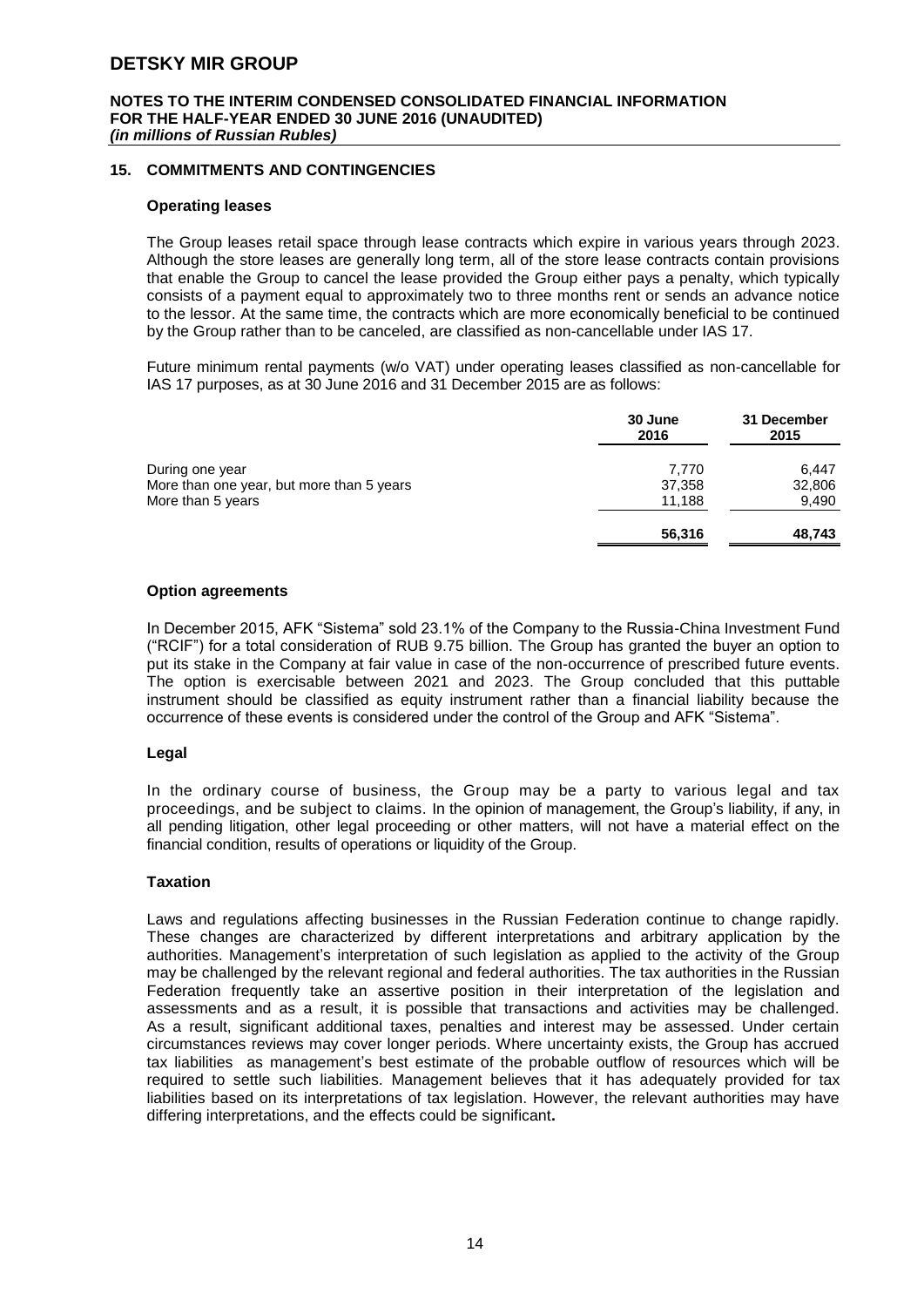## 15. COMMITMENTS AND CONTINGENCIES

### Operating leases

The Group leases retail space through lease contracts which expire in various years through 2023. Although the store leases are generally long term, all of the store lease contracts contain provisions that enable the Group to cancel the lease provided the Group either pays a penalty, which typically consists of a payment equal to approximately two to three months rent or sends an advance notice to the lessor. At the same time, the contracts which are more economically beneficial to be continued by the Group rather than to be canceled, are classified as non-cancellable under IAS 17.

Future minimum rental payments (w/o VAT) under operating leases classified as non-cancellable for IAS 17 purposes, as at 30 June 2016 and 31 December 2015 are as follows:

| | 30 June 2016 | 31 December 2015 |
|---|---|---|
| During one year | 7,770 | 6,447 |
| More than one year, but more than 5 years | 37,358 | 32,806 |
| More than 5 years | 11,188 | 9,490 |
| | **56,316** | **48,743** |

### Option agreements

In December 2015, AFK “Sistema” sold 23.1% of the Company to the Russia-China Investment Fund (“RCIF”) for a total consideration of RUB 9.75 billion. The Group has granted the buyer an option to put its stake in the Company at fair value in case of the non-occurrence of prescribed future events. The option is exercisable between 2021 and 2023. The Group concluded that this puttable instrument should be classified as equity instrument rather than a financial liability because the occurrence of these events is considered under the control of the Group and AFK “Sistema”.

### Legal

In the ordinary course of business, the Group may be a party to various legal and tax proceedings, and be subject to claims. In the opinion of management, the Group's liability, if any, in all pending litigation, other legal proceeding or other matters, will not have a material effect on the financial condition, results of operations or liquidity of the Group.

### Taxation

Laws and regulations affecting businesses in the Russian Federation continue to change rapidly. These changes are characterized by different interpretations and arbitrary application by the authorities. Management's interpretation of such legislation as applied to the activity of the Group may be challenged by the relevant regional and federal authorities. The tax authorities in the Russian Federation frequently take an assertive position in their interpretation of the legislation and assessments and as a result, it is possible that transactions and activities may be challenged. As a result, significant additional taxes, penalties and interest may be assessed. Under certain circumstances reviews may cover longer periods. Where uncertainty exists, the Group has accrued tax liabilities as management's best estimate of the probable outflow of resources which will be required to settle such liabilities. Management believes that it has adequately provided for tax liabilities based on its interpretations of tax legislation. However, the relevant authorities may have differing interpretations, and the effects could be significant**.**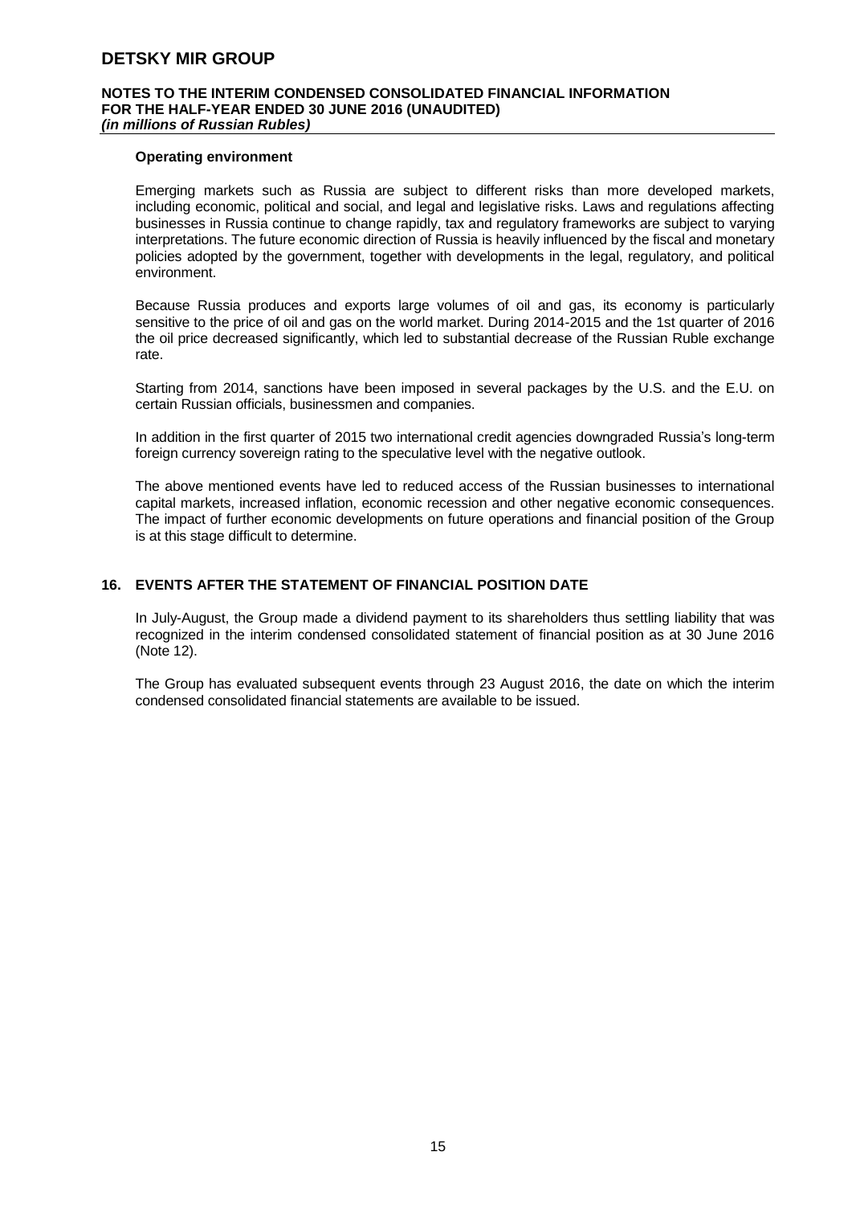### Operating environment

Emerging markets such as Russia are subject to different risks than more developed markets, including economic, political and social, and legal and legislative risks. Laws and regulations affecting businesses in Russia continue to change rapidly, tax and regulatory frameworks are subject to varying interpretations. The future economic direction of Russia is heavily influenced by the fiscal and monetary policies adopted by the government, together with developments in the legal, regulatory, and political environment.

Because Russia produces and exports large volumes of oil and gas, its economy is particularly sensitive to the price of oil and gas on the world market. During 2014-2015 and the 1st quarter of 2016 the oil price decreased significantly, which led to substantial decrease of the Russian Ruble exchange rate.

Starting from 2014, sanctions have been imposed in several packages by the U.S. and the E.U. on certain Russian officials, businessmen and companies.

In addition in the first quarter of 2015 two international credit agencies downgraded Russia's long-term foreign currency sovereign rating to the speculative level with the negative outlook.

The above mentioned events have led to reduced access of the Russian businesses to international capital markets, increased inflation, economic recession and other negative economic consequences. The impact of further economic developments on future operations and financial position of the Group is at this stage difficult to determine.

## 16. EVENTS AFTER THE STATEMENT OF FINANCIAL POSITION DATE

In July-August, the Group made a dividend payment to its shareholders thus settling liability that was recognized in the interim condensed consolidated statement of financial position as at 30 June 2016 (Note 12).

The Group has evaluated subsequent events through 23 August 2016, the date on which the interim condensed consolidated financial statements are available to be issued.